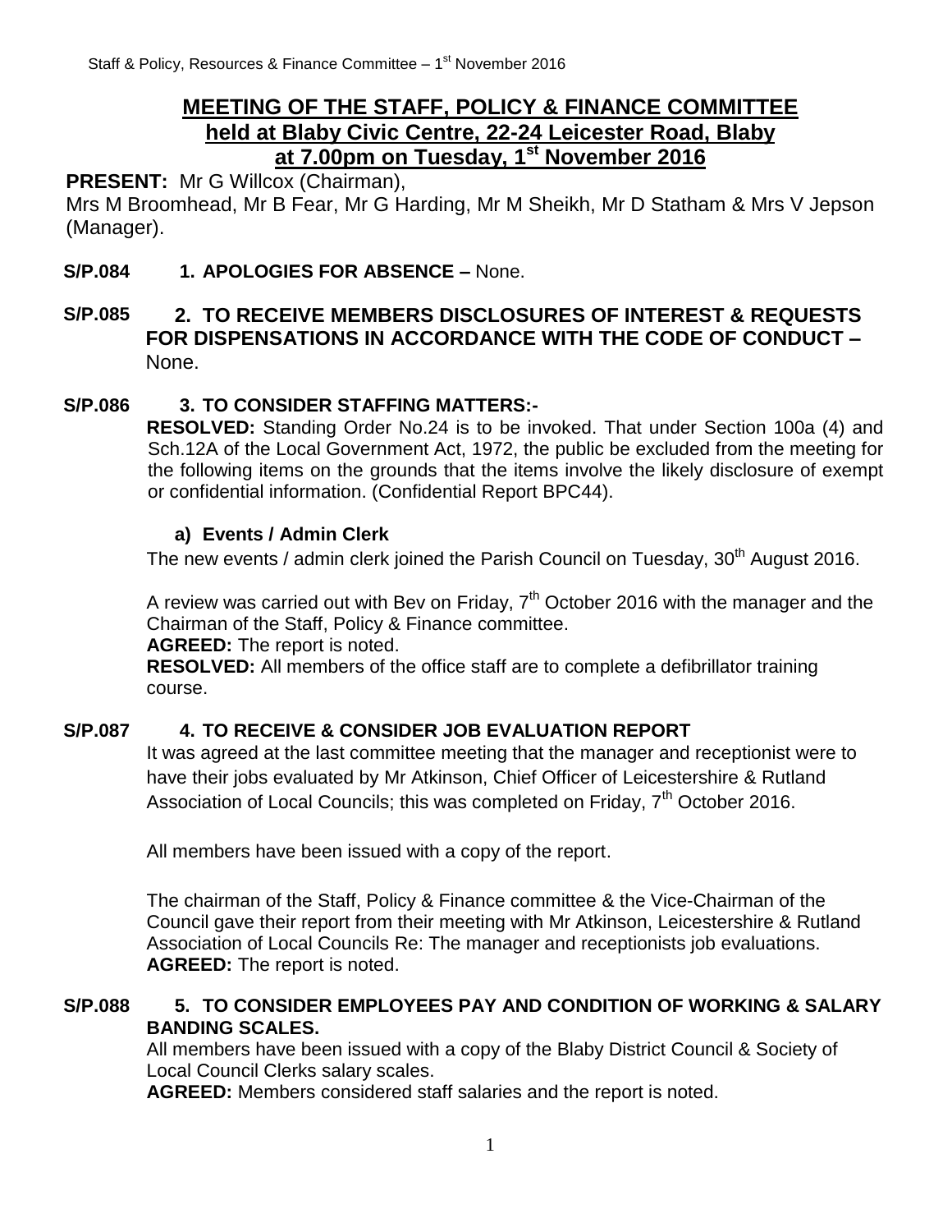# MEETING OF THE STAFF, POLICY & FINANCE COMMITTEE held at Blaby Civic Centre, 22-24 Leicester Road, Blaby at 7.00pm on Tuesday, 1st November 2016

**PRESENT:** Mr G Willcox (Chairman),
Mrs M Broomhead, Mr B Fear, Mr G Harding, Mr M Sheikh, Mr D Statham & Mrs V Jepson (Manager).

**S/P.084 1. APOLOGIES FOR ABSENCE –** None.

**S/P.085 2. TO RECEIVE MEMBERS DISCLOSURES OF INTEREST & REQUESTS FOR DISPENSATIONS IN ACCORDANCE WITH THE CODE OF CONDUCT –** None.

**S/P.086 3. TO CONSIDER STAFFING MATTERS:-**

**RESOLVED:** Standing Order No.24 is to be invoked. That under Section 100a (4) and Sch.12A of the Local Government Act, 1972, the public be excluded from the meeting for the following items on the grounds that the items involve the likely disclosure of exempt or confidential information. (Confidential Report BPC44).

**a) Events / Admin Clerk**

The new events / admin clerk joined the Parish Council on Tuesday, 30th August 2016.

A review was carried out with Bev on Friday, 7th October 2016 with the manager and the Chairman of the Staff, Policy & Finance committee.

**AGREED:** The report is noted.

**RESOLVED:** All members of the office staff are to complete a defibrillator training course.

**S/P.087 4. TO RECEIVE & CONSIDER JOB EVALUATION REPORT**

It was agreed at the last committee meeting that the manager and receptionist were to have their jobs evaluated by Mr Atkinson, Chief Officer of Leicestershire & Rutland Association of Local Councils; this was completed on Friday, 7th October 2016.

All members have been issued with a copy of the report.

The chairman of the Staff, Policy & Finance committee & the Vice-Chairman of the Council gave their report from their meeting with Mr Atkinson, Leicestershire & Rutland Association of Local Councils Re: The manager and receptionists job evaluations.

**AGREED:** The report is noted.

**S/P.088 5. TO CONSIDER EMPLOYEES PAY AND CONDITION OF WORKING & SALARY BANDING SCALES.**

All members have been issued with a copy of the Blaby District Council & Society of Local Council Clerks salary scales.

**AGREED:** Members considered staff salaries and the report is noted.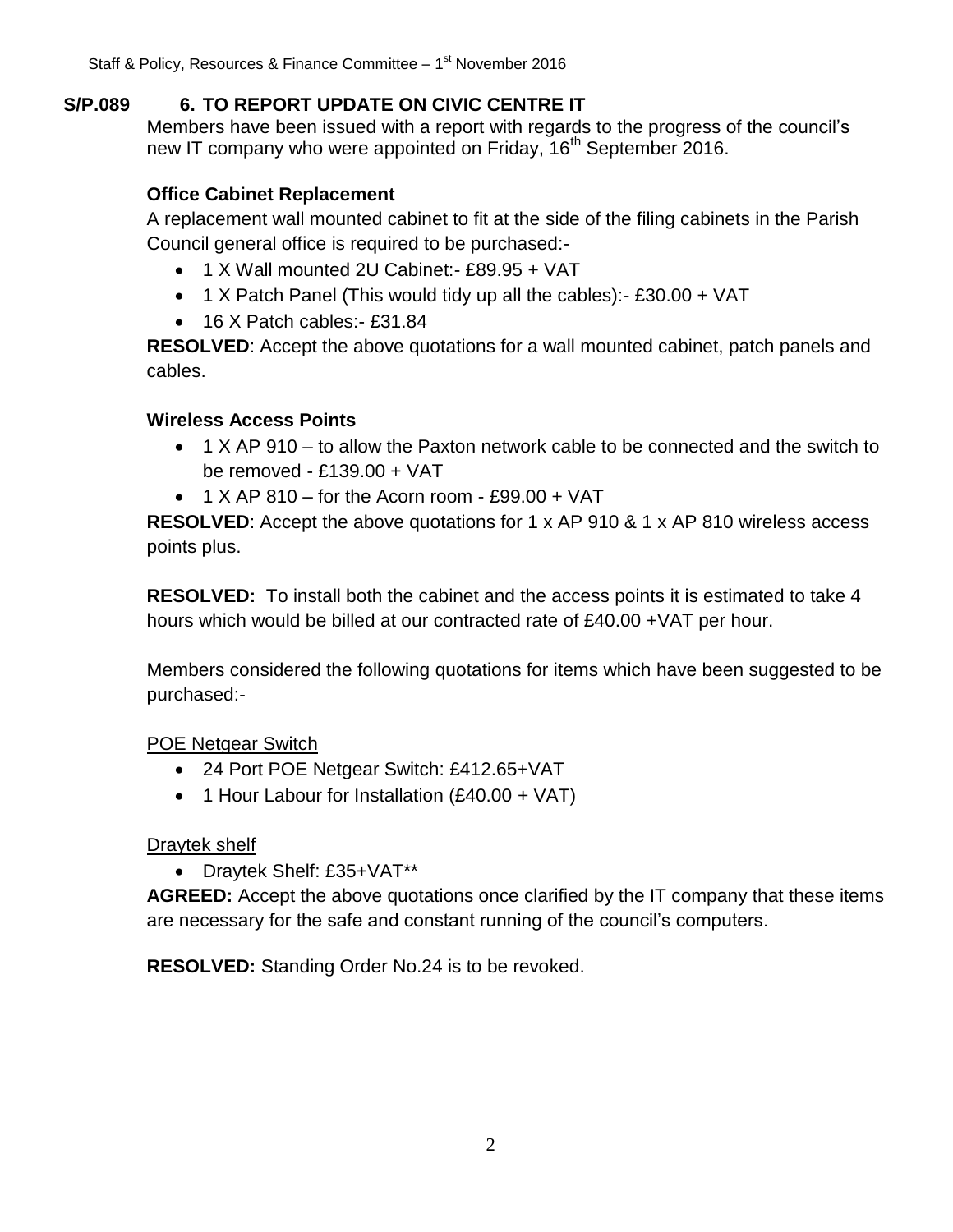**S/P.089 6. TO REPORT UPDATE ON CIVIC CENTRE IT**

Members have been issued with a report with regards to the progress of the council's new IT company who were appointed on Friday, 16th September 2016.

**Office Cabinet Replacement**

A replacement wall mounted cabinet to fit at the side of the filing cabinets in the Parish Council general office is required to be purchased:-

- 1 X Wall mounted 2U Cabinet:- £89.95 + VAT
- 1 X Patch Panel (This would tidy up all the cables):- £30.00 + VAT
- 16 X Patch cables:- £31.84

**RESOLVED**: Accept the above quotations for a wall mounted cabinet, patch panels and cables.

**Wireless Access Points**

- 1 X AP 910 – to allow the Paxton network cable to be connected and the switch to be removed - £139.00 + VAT
- 1 X AP 810 – for the Acorn room - £99.00 + VAT

**RESOLVED**: Accept the above quotations for 1 x AP 910 & 1 x AP 810 wireless access points plus.

**RESOLVED:** To install both the cabinet and the access points it is estimated to take 4 hours which would be billed at our contracted rate of £40.00 +VAT per hour.

Members considered the following quotations for items which have been suggested to be purchased:-

<u>POE Netgear Switch</u>

- 24 Port POE Netgear Switch: £412.65+VAT
- 1 Hour Labour for Installation (£40.00 + VAT)

<u>Draytek shelf</u>

- Draytek Shelf: £35+VAT**

**AGREED:** Accept the above quotations once clarified by the IT company that these items are necessary for the safe and constant running of the council's computers.

**RESOLVED:** Standing Order No.24 is to be revoked.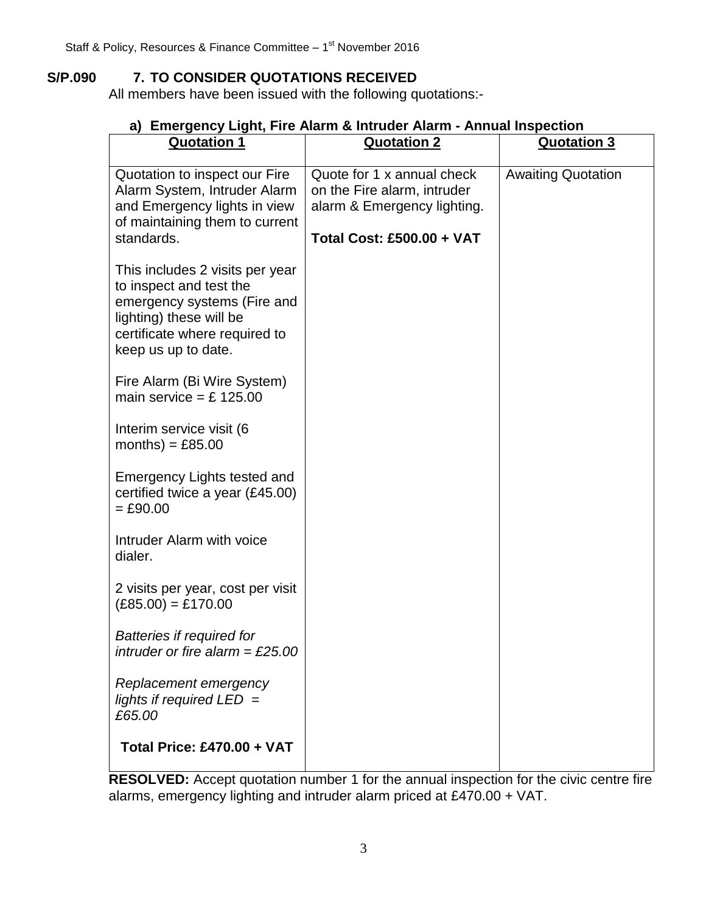**S/P.090 7. TO CONSIDER QUOTATIONS RECEIVED**

All members have been issued with the following quotations:-

**a) Emergency Light, Fire Alarm & Intruder Alarm - Annual Inspection**

| Quotation 1 | Quotation 2 | Quotation 3 |
|---|---|---|
| Quotation to inspect our Fire Alarm System, Intruder Alarm and Emergency lights in view of maintaining them to current standards.<br><br>This includes 2 visits per year to inspect and test the emergency systems (Fire and lighting) these will be certificate where required to keep us up to date.<br><br>Fire Alarm (Bi Wire System) main service = £ 125.00<br><br>Interim service visit (6 months) = £85.00<br><br>Emergency Lights tested and certified twice a year (£45.00) = £90.00<br><br>Intruder Alarm with voice dialer.<br><br>2 visits per year, cost per visit (£85.00) = £170.00<br><br>*Batteries if required for intruder or fire alarm = £25.00*<br><br>*Replacement emergency lights if required LED = £65.00*<br><br>**Total Price: £470.00 + VAT** | Quote for 1 x annual check on the Fire alarm, intruder alarm & Emergency lighting.<br><br>**Total Cost: £500.00 + VAT** | Awaiting Quotation |

**RESOLVED:** Accept quotation number 1 for the annual inspection for the civic centre fire alarms, emergency lighting and intruder alarm priced at £470.00 + VAT.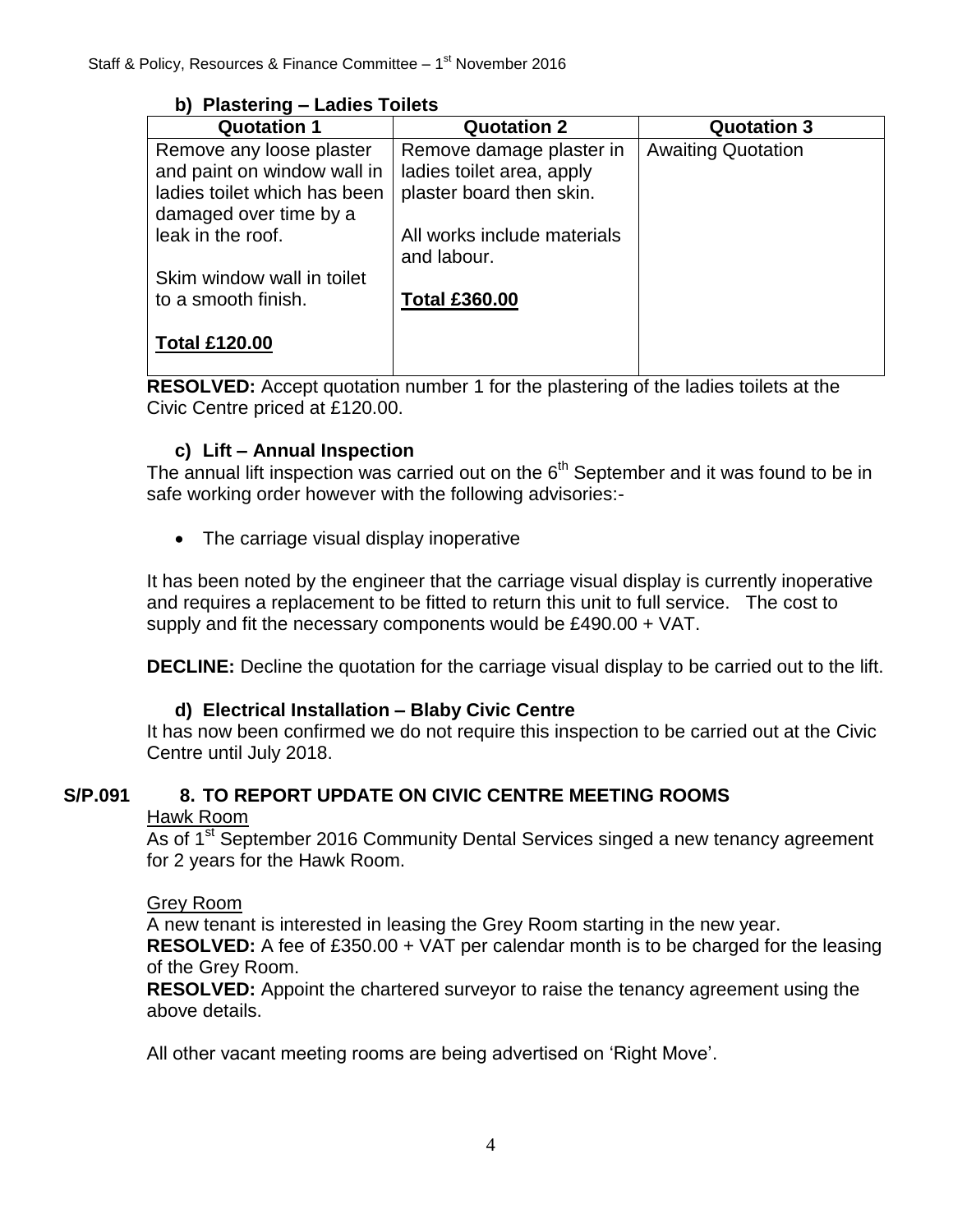**b) Plastering – Ladies Toilets**

| Quotation 1 | Quotation 2 | Quotation 3 |
|---|---|---|
| Remove any loose plaster and paint on window wall in ladies toilet which has been damaged over time by a leak in the roof.<br><br>Skim window wall in toilet to a smooth finish.<br><br>**Total £120.00** | Remove damage plaster in ladies toilet area, apply plaster board then skin.<br><br>All works include materials and labour.<br><br>**Total £360.00** | Awaiting Quotation |

**RESOLVED:** Accept quotation number 1 for the plastering of the ladies toilets at the Civic Centre priced at £120.00.

**c) Lift – Annual Inspection**

The annual lift inspection was carried out on the 6th September and it was found to be in safe working order however with the following advisories:-

- The carriage visual display inoperative

It has been noted by the engineer that the carriage visual display is currently inoperative and requires a replacement to be fitted to return this unit to full service. The cost to supply and fit the necessary components would be £490.00 + VAT.

**DECLINE:** Decline the quotation for the carriage visual display to be carried out to the lift.

**d) Electrical Installation – Blaby Civic Centre**

It has now been confirmed we do not require this inspection to be carried out at the Civic Centre until July 2018.

## S/P.091 8. TO REPORT UPDATE ON CIVIC CENTRE MEETING ROOMS

Hawk Room

As of 1st September 2016 Community Dental Services singed a new tenancy agreement for 2 years for the Hawk Room.

Grey Room

A new tenant is interested in leasing the Grey Room starting in the new year.

**RESOLVED:** A fee of £350.00 + VAT per calendar month is to be charged for the leasing of the Grey Room.

**RESOLVED:** Appoint the chartered surveyor to raise the tenancy agreement using the above details.

All other vacant meeting rooms are being advertised on 'Right Move'.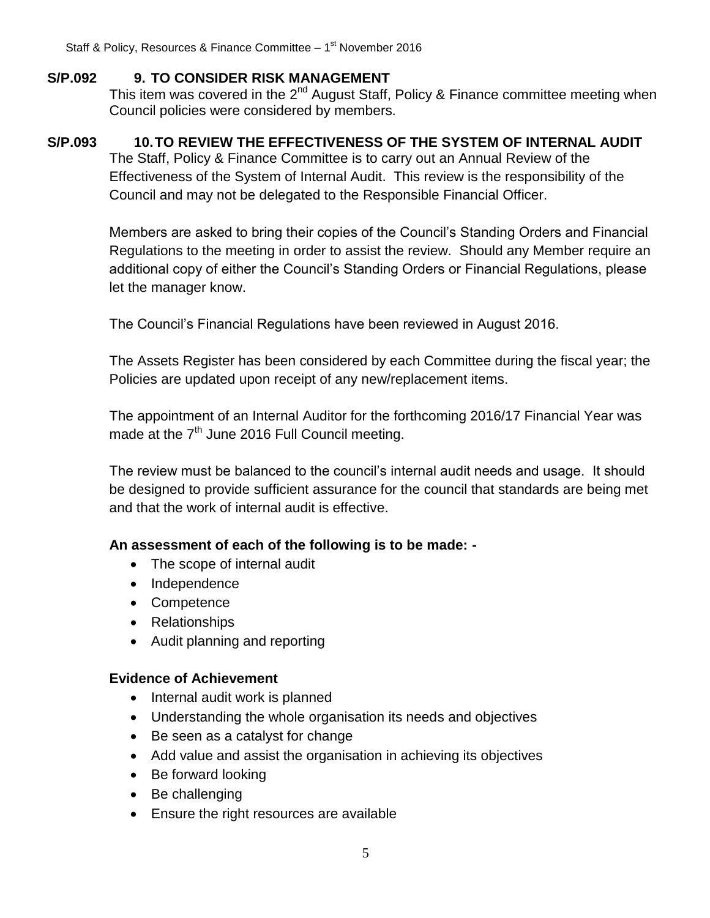**S/P.092 9. TO CONSIDER RISK MANAGEMENT**

This item was covered in the 2nd August Staff, Policy & Finance committee meeting when Council policies were considered by members.

**S/P.093 10. TO REVIEW THE EFFECTIVENESS OF THE SYSTEM OF INTERNAL AUDIT**

The Staff, Policy & Finance Committee is to carry out an Annual Review of the Effectiveness of the System of Internal Audit. This review is the responsibility of the Council and may not be delegated to the Responsible Financial Officer.

Members are asked to bring their copies of the Council's Standing Orders and Financial Regulations to the meeting in order to assist the review. Should any Member require an additional copy of either the Council's Standing Orders or Financial Regulations, please let the manager know.

The Council's Financial Regulations have been reviewed in August 2016.

The Assets Register has been considered by each Committee during the fiscal year; the Policies are updated upon receipt of any new/replacement items.

The appointment of an Internal Auditor for the forthcoming 2016/17 Financial Year was made at the 7th June 2016 Full Council meeting.

The review must be balanced to the council's internal audit needs and usage. It should be designed to provide sufficient assurance for the council that standards are being met and that the work of internal audit is effective.

**An assessment of each of the following is to be made: -**

- The scope of internal audit
- Independence
- Competence
- Relationships
- Audit planning and reporting

**Evidence of Achievement**

- Internal audit work is planned
- Understanding the whole organisation its needs and objectives
- Be seen as a catalyst for change
- Add value and assist the organisation in achieving its objectives
- Be forward looking
- Be challenging
- Ensure the right resources are available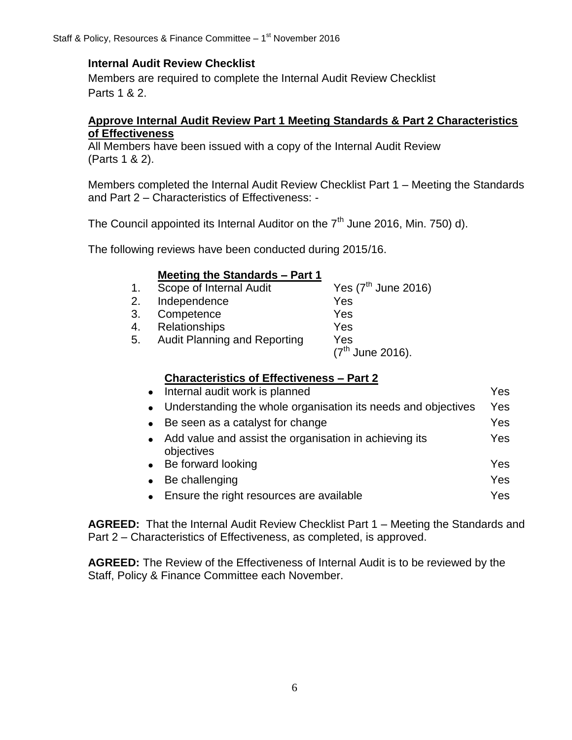**Internal Audit Review Checklist**

Members are required to complete the Internal Audit Review Checklist Parts 1 & 2.

**Approve Internal Audit Review Part 1 Meeting Standards & Part 2 Characteristics of Effectiveness**

All Members have been issued with a copy of the Internal Audit Review (Parts 1 & 2).

Members completed the Internal Audit Review Checklist Part 1 – Meeting the Standards and Part 2 – Characteristics of Effectiveness: -

The Council appointed its Internal Auditor on the 7th June 2016, Min. 750) d).

The following reviews have been conducted during 2015/16.

**Meeting the Standards – Part 1**

| | | |
|---|---|---|
| 1. | Scope of Internal Audit | Yes (7th June 2016) |
| 2. | Independence | Yes |
| 3. | Competence | Yes |
| 4. | Relationships | Yes |
| 5. | Audit Planning and Reporting | Yes (7th June 2016). |

**Characteristics of Effectiveness – Part 2**

| | |
|---|---|
| • Internal audit work is planned | Yes |
| • Understanding the whole organisation its needs and objectives | Yes |
| • Be seen as a catalyst for change | Yes |
| • Add value and assist the organisation in achieving its objectives | Yes |
| • Be forward looking | Yes |
| • Be challenging | Yes |
| • Ensure the right resources are available | Yes |

**AGREED:** That the Internal Audit Review Checklist Part 1 – Meeting the Standards and Part 2 – Characteristics of Effectiveness, as completed, is approved.

**AGREED:** The Review of the Effectiveness of Internal Audit is to be reviewed by the Staff, Policy & Finance Committee each November.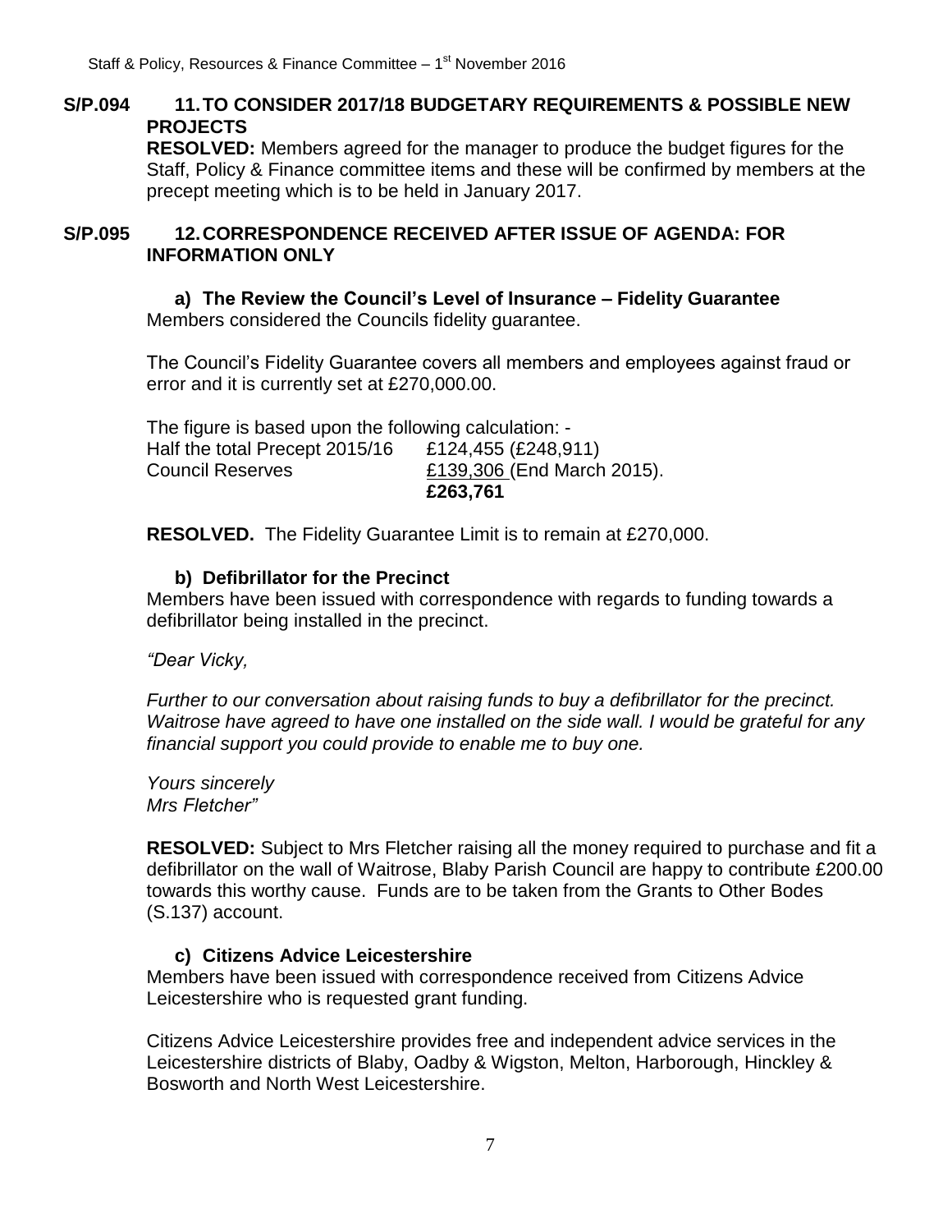**S/P.094 11. TO CONSIDER 2017/18 BUDGETARY REQUIREMENTS & POSSIBLE NEW PROJECTS**

**RESOLVED:** Members agreed for the manager to produce the budget figures for the Staff, Policy & Finance committee items and these will be confirmed by members at the precept meeting which is to be held in January 2017.

**S/P.095 12. CORRESPONDENCE RECEIVED AFTER ISSUE OF AGENDA: FOR INFORMATION ONLY**

**a) The Review the Council's Level of Insurance – Fidelity Guarantee**

Members considered the Councils fidelity guarantee.

The Council's Fidelity Guarantee covers all members and employees against fraud or error and it is currently set at £270,000.00.

The figure is based upon the following calculation: -

| | |
|---|---|
| Half the total Precept 2015/16 | £124,455 (£248,911) |
| Council Reserves | £139,306 (End March 2015). |
| | **£263,761** |

**RESOLVED.** The Fidelity Guarantee Limit is to remain at £270,000.

**b) Defibrillator for the Precinct**

Members have been issued with correspondence with regards to funding towards a defibrillator being installed in the precinct.

*"Dear Vicky,*

*Further to our conversation about raising funds to buy a defibrillator for the precinct. Waitrose have agreed to have one installed on the side wall. I would be grateful for any financial support you could provide to enable me to buy one.*

*Yours sincerely*
*Mrs Fletcher"*

**RESOLVED:** Subject to Mrs Fletcher raising all the money required to purchase and fit a defibrillator on the wall of Waitrose, Blaby Parish Council are happy to contribute £200.00 towards this worthy cause. Funds are to be taken from the Grants to Other Bodes (S.137) account.

**c) Citizens Advice Leicestershire**

Members have been issued with correspondence received from Citizens Advice Leicestershire who is requested grant funding.

Citizens Advice Leicestershire provides free and independent advice services in the Leicestershire districts of Blaby, Oadby & Wigston, Melton, Harborough, Hinckley & Bosworth and North West Leicestershire.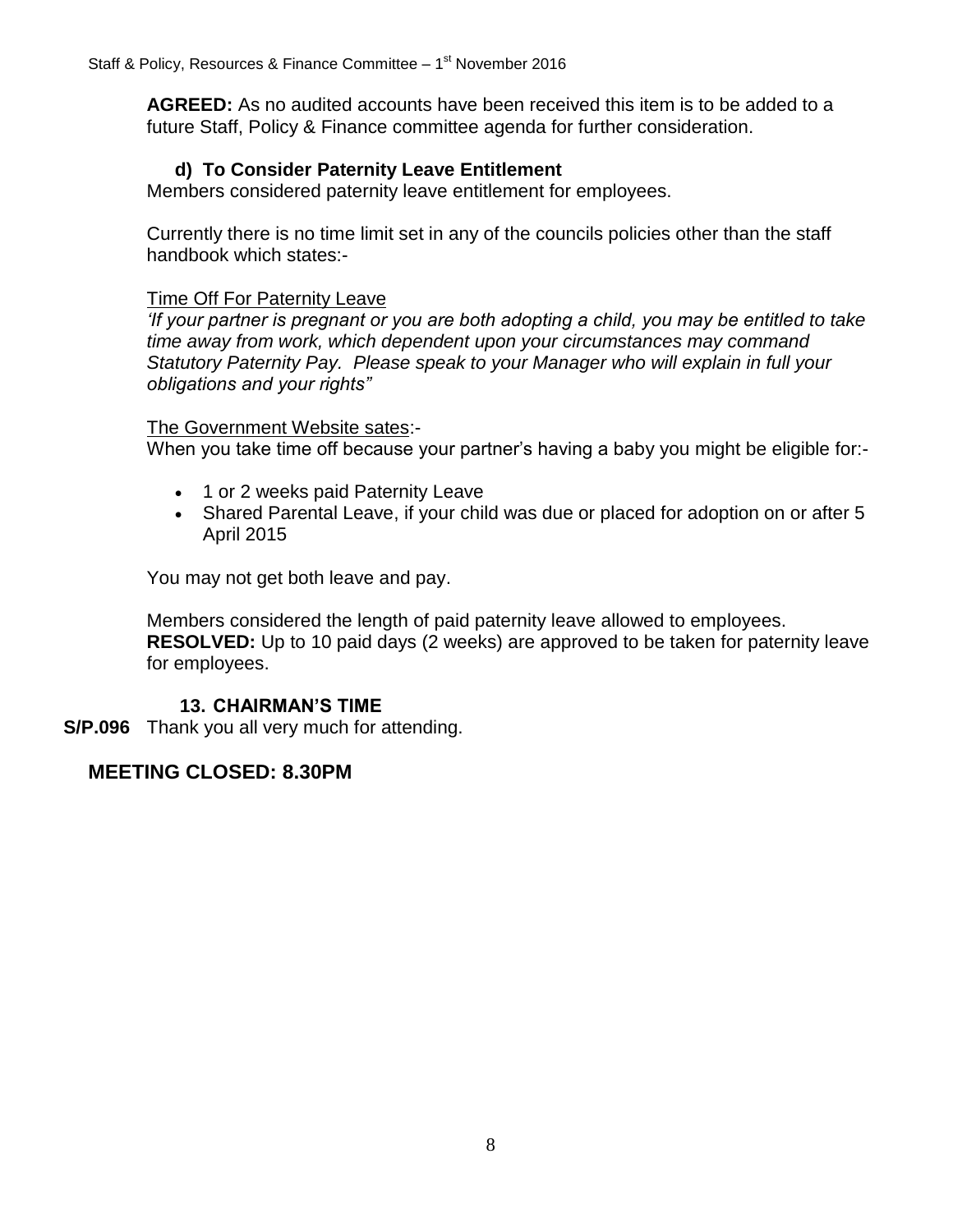**AGREED:** As no audited accounts have been received this item is to be added to a future Staff, Policy & Finance committee agenda for further consideration.

### d) To Consider Paternity Leave Entitlement

Members considered paternity leave entitlement for employees.

Currently there is no time limit set in any of the councils policies other than the staff handbook which states:-

Time Off For Paternity Leave

*'If your partner is pregnant or you are both adopting a child, you may be entitled to take time away from work, which dependent upon your circumstances may command Statutory Paternity Pay. Please speak to your Manager who will explain in full your obligations and your rights"*

The Government Website sates:-

When you take time off because your partner's having a baby you might be eligible for:-

- 1 or 2 weeks paid Paternity Leave
- Shared Parental Leave, if your child was due or placed for adoption on or after 5 April 2015

You may not get both leave and pay.

Members considered the length of paid paternity leave allowed to employees.

**RESOLVED:** Up to 10 paid days (2 weeks) are approved to be taken for paternity leave for employees.

## 13. CHAIRMAN'S TIME

**S/P.096** Thank you all very much for attending.

## MEETING CLOSED: 8.30PM